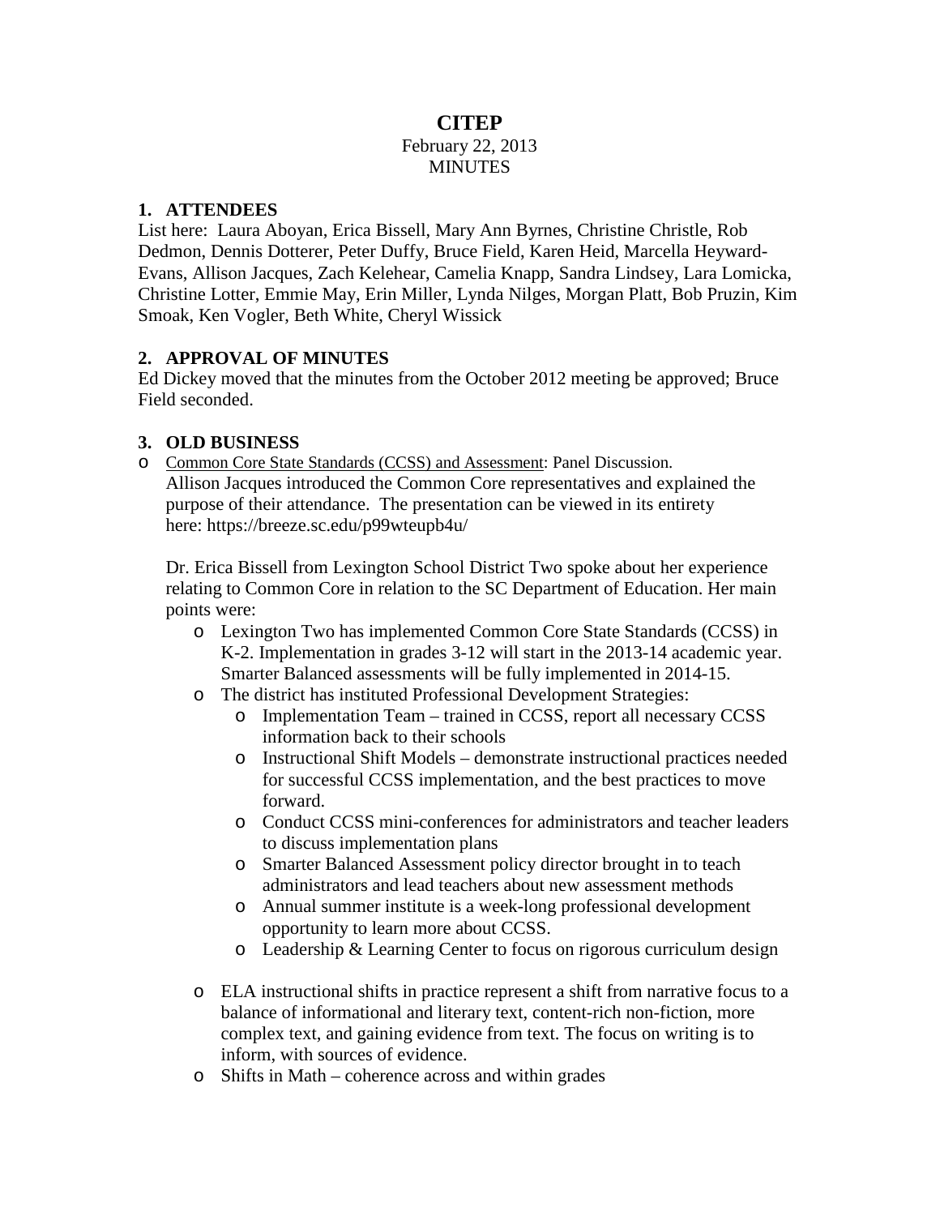# CITEP

February 22, 2013
MINUTES

## 1. ATTENDEES

List here: Laura Aboyan, Erica Bissell, Mary Ann Byrnes, Christine Christle, Rob Dedmon, Dennis Dotterer, Peter Duffy, Bruce Field, Karen Heid, Marcella Heyward-Evans, Allison Jacques, Zach Kelehear, Camelia Knapp, Sandra Lindsey, Lara Lomicka, Christine Lotter, Emmie May, Erin Miller, Lynda Nilges, Morgan Platt, Bob Pruzin, Kim Smoak, Ken Vogler, Beth White, Cheryl Wissick

## 2. APPROVAL OF MINUTES

Ed Dickey moved that the minutes from the October 2012 meeting be approved; Bruce Field seconded.

## 3. OLD BUSINESS

- Common Core State Standards (CCSS) and Assessment: Panel Discussion.
  Allison Jacques introduced the Common Core representatives and explained the purpose of their attendance. The presentation can be viewed in its entirety here: https://breeze.sc.edu/p99wteupb4u/

  Dr. Erica Bissell from Lexington School District Two spoke about her experience relating to Common Core in relation to the SC Department of Education. Her main points were:
  - Lexington Two has implemented Common Core State Standards (CCSS) in K-2. Implementation in grades 3-12 will start in the 2013-14 academic year. Smarter Balanced assessments will be fully implemented in 2014-15.
  - The district has instituted Professional Development Strategies:
    - Implementation Team – trained in CCSS, report all necessary CCSS information back to their schools
    - Instructional Shift Models – demonstrate instructional practices needed for successful CCSS implementation, and the best practices to move forward.
    - Conduct CCSS mini-conferences for administrators and teacher leaders to discuss implementation plans
    - Smarter Balanced Assessment policy director brought in to teach administrators and lead teachers about new assessment methods
    - Annual summer institute is a week-long professional development opportunity to learn more about CCSS.
    - Leadership & Learning Center to focus on rigorous curriculum design
  - ELA instructional shifts in practice represent a shift from narrative focus to a balance of informational and literary text, content-rich non-fiction, more complex text, and gaining evidence from text. The focus on writing is to inform, with sources of evidence.
  - Shifts in Math – coherence across and within grades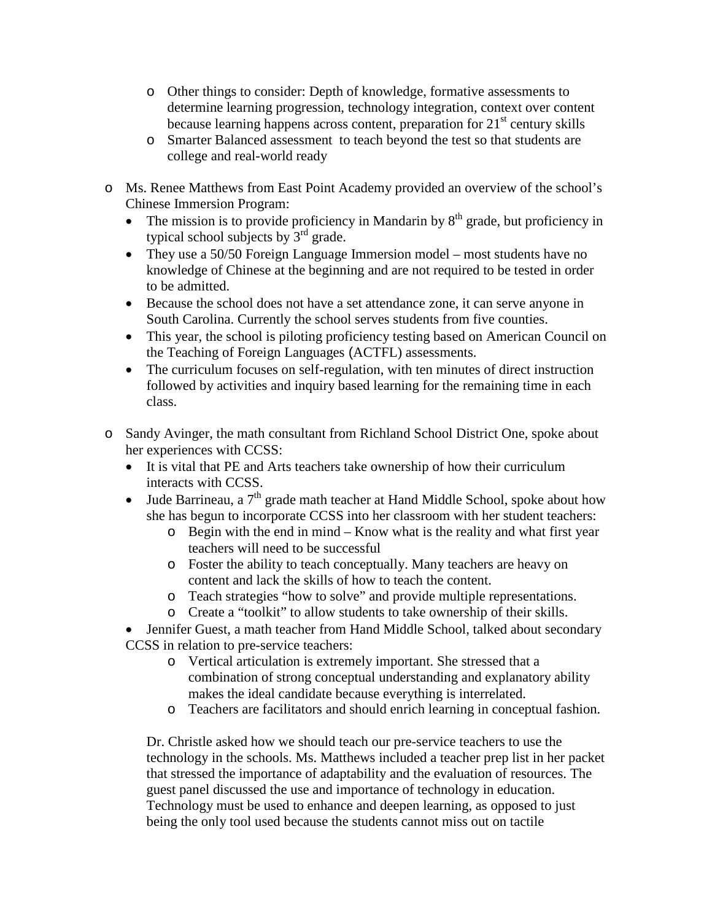- Other things to consider: Depth of knowledge, formative assessments to determine learning progression, technology integration, context over content because learning happens across content, preparation for 21st century skills
  - Smarter Balanced assessment  to teach beyond the test so that students are college and real-world ready

- Ms. Renee Matthews from East Point Academy provided an overview of the school's Chinese Immersion Program:
  - The mission is to provide proficiency in Mandarin by 8th grade, but proficiency in typical school subjects by 3rd grade.
  - They use a 50/50 Foreign Language Immersion model – most students have no knowledge of Chinese at the beginning and are not required to be tested in order to be admitted.
  - Because the school does not have a set attendance zone, it can serve anyone in South Carolina. Currently the school serves students from five counties.
  - This year, the school is piloting proficiency testing based on American Council on the Teaching of Foreign Languages (ACTFL) assessments.
  - The curriculum focuses on self-regulation, with ten minutes of direct instruction followed by activities and inquiry based learning for the remaining time in each class.

- Sandy Avinger, the math consultant from Richland School District One, spoke about her experiences with CCSS:
  - It is vital that PE and Arts teachers take ownership of how their curriculum interacts with CCSS.
  - Jude Barrineau, a 7th grade math teacher at Hand Middle School, spoke about how she has begun to incorporate CCSS into her classroom with her student teachers:
    - Begin with the end in mind – Know what is the reality and what first year teachers will need to be successful
    - Foster the ability to teach conceptually. Many teachers are heavy on content and lack the skills of how to teach the content.
    - Teach strategies "how to solve" and provide multiple representations.
    - Create a "toolkit" to allow students to take ownership of their skills.
  - Jennifer Guest, a math teacher from Hand Middle School, talked about secondary CCSS in relation to pre-service teachers:
    - Vertical articulation is extremely important. She stressed that a combination of strong conceptual understanding and explanatory ability makes the ideal candidate because everything is interrelated.
    - Teachers are facilitators and should enrich learning in conceptual fashion.

  Dr. Christle asked how we should teach our pre-service teachers to use the technology in the schools. Ms. Matthews included a teacher prep list in her packet that stressed the importance of adaptability and the evaluation of resources. The guest panel discussed the use and importance of technology in education. Technology must be used to enhance and deepen learning, as opposed to just being the only tool used because the students cannot miss out on tactile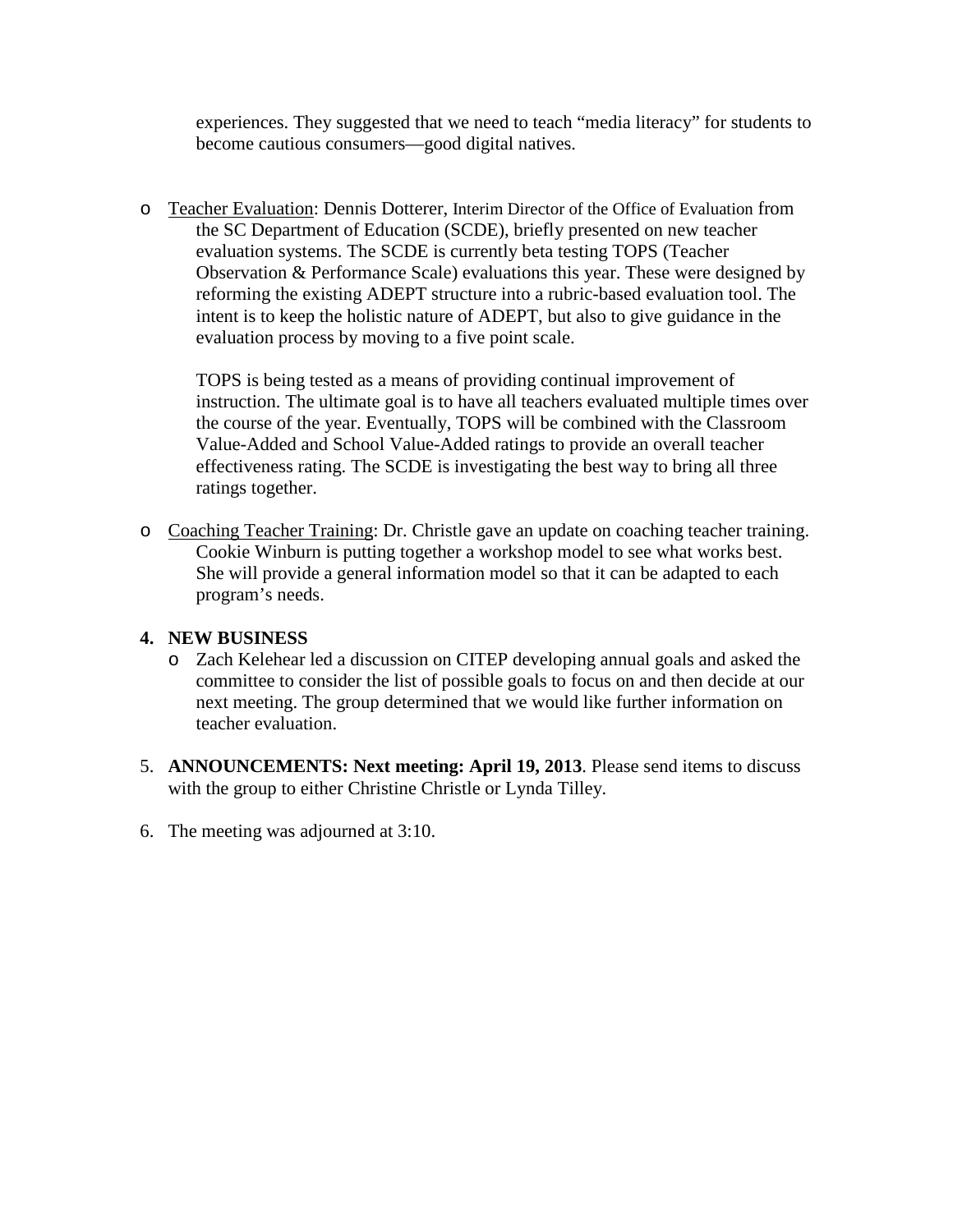experiences. They suggested that we need to teach "media literacy" for students to become cautious consumers—good digital natives.

- Teacher Evaluation: Dennis Dotterer, Interim Director of the Office of Evaluation from the SC Department of Education (SCDE), briefly presented on new teacher evaluation systems. The SCDE is currently beta testing TOPS (Teacher Observation & Performance Scale) evaluations this year. These were designed by reforming the existing ADEPT structure into a rubric-based evaluation tool. The intent is to keep the holistic nature of ADEPT, but also to give guidance in the evaluation process by moving to a five point scale.

  TOPS is being tested as a means of providing continual improvement of instruction. The ultimate goal is to have all teachers evaluated multiple times over the course of the year. Eventually, TOPS will be combined with the Classroom Value-Added and School Value-Added ratings to provide an overall teacher effectiveness rating. The SCDE is investigating the best way to bring all three ratings together.

- Coaching Teacher Training: Dr. Christle gave an update on coaching teacher training. Cookie Winburn is putting together a workshop model to see what works best. She will provide a general information model so that it can be adapted to each program's needs.

4. **NEW BUSINESS**
   - Zach Kelehear led a discussion on CITEP developing annual goals and asked the committee to consider the list of possible goals to focus on and then decide at our next meeting. The group determined that we would like further information on teacher evaluation.

5. **ANNOUNCEMENTS: Next meeting: April 19, 2013**. Please send items to discuss with the group to either Christine Christle or Lynda Tilley.

6. The meeting was adjourned at 3:10.